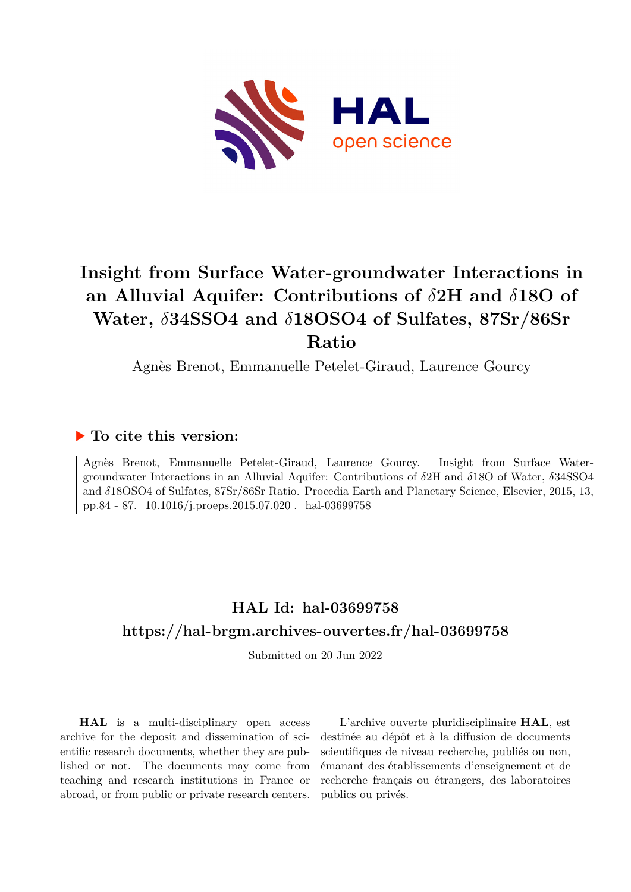# Insight from Surface Water-groundwater Interactions in an Alluvial Aquifer: Contributions of $\delta$2H and $\delta$18O of Water, $\delta$34SSO4 and $\delta$18OSO4 of Sulfates, 87Sr/86Sr Ratio

Agnès Brenot, Emmanuelle Petelet-Giraud, Laurence Gourcy

## ▶ To cite this version:

Agnès Brenot, Emmanuelle Petelet-Giraud, Laurence Gourcy. Insight from Surface Water-groundwater Interactions in an Alluvial Aquifer: Contributions of $\delta$2H and $\delta$18O of Water, $\delta$34SSO4 and $\delta$18OSO4 of Sulfates, 87Sr/86Sr Ratio. Procedia Earth and Planetary Science, Elsevier, 2015, 13, pp.84 - 87. 10.1016/j.proeps.2015.07.020. hal-03699758

## HAL Id: hal-03699758

## https://hal-brgm.archives-ouvertes.fr/hal-03699758

Submitted on 20 Jun 2022

**HAL** is a multi-disciplinary open access archive for the deposit and dissemination of scientific research documents, whether they are published or not. The documents may come from teaching and research institutions in France or abroad, or from public or private research centers.

L'archive ouverte pluridisciplinaire **HAL**, est destinée au dépôt et à la diffusion de documents scientifiques de niveau recherche, publiés ou non, émanant des établissements d'enseignement et de recherche français ou étrangers, des laboratoires publics ou privés.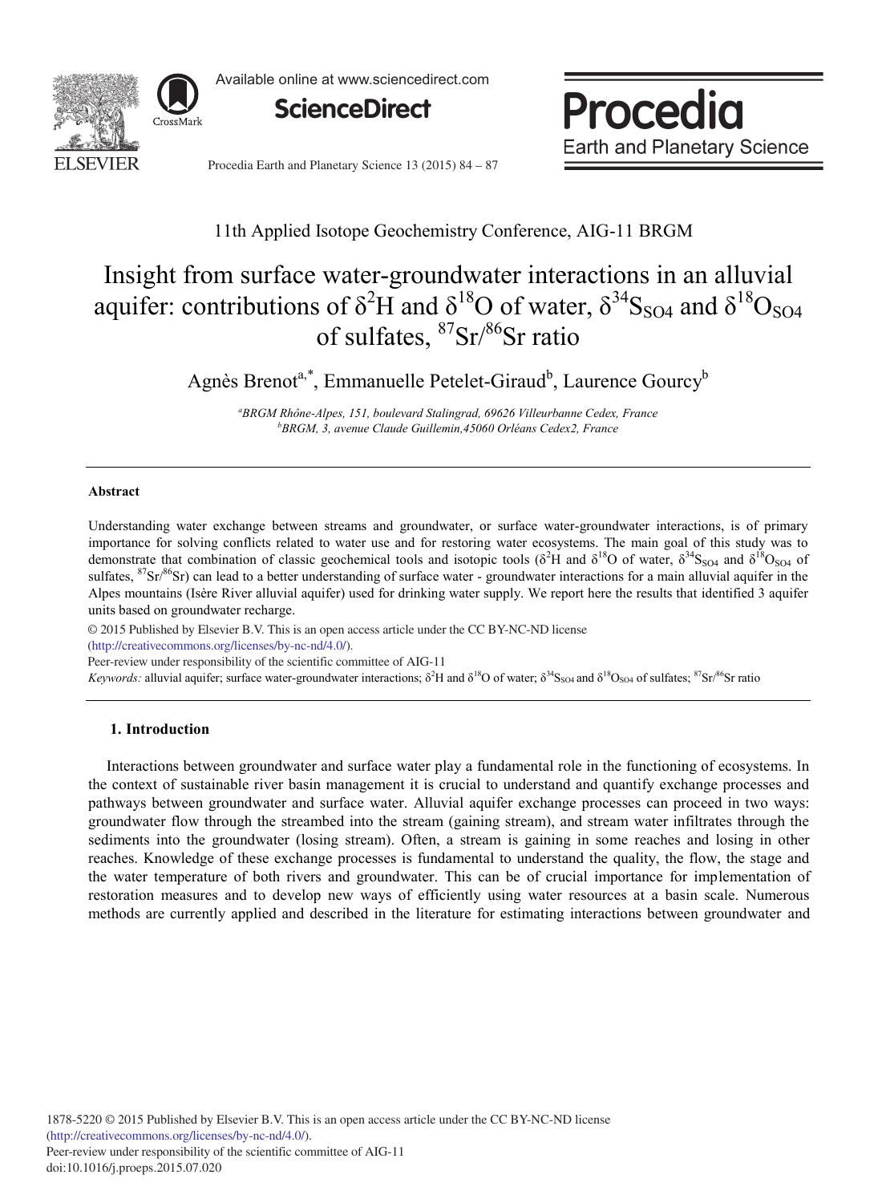11th Applied Isotope Geochemistry Conference, AIG-11 BRGM

# Insight from surface water-groundwater interactions in an alluvial aquifer: contributions of $\delta^2H$ and $\delta^{18}O$ of water, $\delta^{34}S_{SO4}$ and $\delta^{18}O_{SO4}$ of sulfates, $^{87}Sr/^{86}Sr$ ratio

Agnès Brenot[a,*], Emmanuelle Petelet-Giraud[b], Laurence Gourcy[b]

[a]BRGM Rhône-Alpes, 151, boulevard Stalingrad, 69626 Villeurbanne Cedex, France
[b]BRGM, 3, avenue Claude Guillemin,45060 Orléans Cedex2, France

### Abstract

Understanding water exchange between streams and groundwater, or surface water-groundwater interactions, is of primary importance for solving conflicts related to water use and for restoring water ecosystems. The main goal of this study was to demonstrate that combination of classic geochemical tools and isotopic tools ($\delta^2H$ and $\delta^{18}O$ of water, $\delta^{34}S_{SO4}$ and $\delta^{18}O_{SO4}$ of sulfates, $^{87}Sr/^{86}Sr$) can lead to a better understanding of surface water - groundwater interactions for a main alluvial aquifer in the Alpes mountains (Isère River alluvial aquifer) used for drinking water supply. We report here the results that identified 3 aquifer units based on groundwater recharge.

© 2015 Published by Elsevier B.V. This is an open access article under the CC BY-NC-ND license (http://creativecommons.org/licenses/by-nc-nd/4.0/).
Peer-review under responsibility of the scientific committee of AIG-11

*Keywords:* alluvial aquifer; surface water-groundwater interactions; $\delta^2H$ and $\delta^{18}O$ of water; $\delta^{34}S_{SO4}$ and $\delta^{18}O_{SO4}$ of sulfates; $^{87}Sr/^{86}Sr$ ratio

## 1. Introduction

Interactions between groundwater and surface water play a fundamental role in the functioning of ecosystems. In the context of sustainable river basin management it is crucial to understand and quantify exchange processes and pathways between groundwater and surface water. Alluvial aquifer exchange processes can proceed in two ways: groundwater flow through the streambed into the stream (gaining stream), and stream water infiltrates through the sediments into the groundwater (losing stream). Often, a stream is gaining in some reaches and losing in other reaches. Knowledge of these exchange processes is fundamental to understand the quality, the flow, the stage and the water temperature of both rivers and groundwater. This can be of crucial importance for implementation of restoration measures and to develop new ways of efficiently using water resources at a basin scale. Numerous methods are currently applied and described in the literature for estimating interactions between groundwater and

1878-5220 © 2015 Published by Elsevier B.V. This is an open access article under the CC BY-NC-ND license (http://creativecommons.org/licenses/by-nc-nd/4.0/).
Peer-review under responsibility of the scientific committee of AIG-11
doi:10.1016/j.proeps.2015.07.020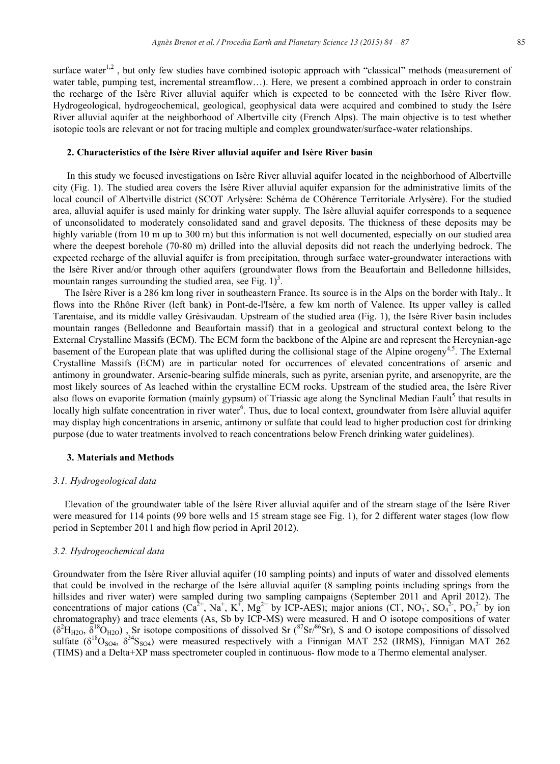surface water[1,2] , but only few studies have combined isotopic approach with "classical" methods (measurement of water table, pumping test, incremental streamflow…). Here, we present a combined approach in order to constrain the recharge of the Isère River alluvial aquifer which is expected to be connected with the Isère River flow. Hydrogeological, hydrogeochemical, geological, geophysical data were acquired and combined to study the Isère River alluvial aquifer at the neighborhood of Albertville city (French Alps). The main objective is to test whether isotopic tools are relevant or not for tracing multiple and complex groundwater/surface-water relationships.

## 2. Characteristics of the Isère River alluvial aquifer and Isère River basin

In this study we focused investigations on Isère River alluvial aquifer located in the neighborhood of Albertville city (Fig. 1). The studied area covers the Isère River alluvial aquifer expansion for the administrative limits of the local council of Albertville district (SCOT Arlysère: Schéma de COhérence Territoriale Arlysère). For the studied area, alluvial aquifer is used mainly for drinking water supply. The Isère alluvial aquifer corresponds to a sequence of unconsolidated to moderately consolidated sand and gravel deposits. The thickness of these deposits may be highly variable (from 10 m up to 300 m) but this information is not well documented, especially on our studied area where the deepest borehole (70-80 m) drilled into the alluvial deposits did not reach the underlying bedrock. The expected recharge of the alluvial aquifer is from precipitation, through surface water-groundwater interactions with the Isère River and/or through other aquifers (groundwater flows from the Beaufortain and Belledonne hillsides, mountain ranges surrounding the studied area, see Fig. 1)[3].

The Isère River is a 286 km long river in southeastern France. Its source is in the Alps on the border with Italy.. It flows into the Rhône River (left bank) in Pont-de-l'Isère, a few km north of Valence. Its upper valley is called Tarentaise, and its middle valley Grésivaudan. Upstream of the studied area (Fig. 1), the Isère River basin includes mountain ranges (Belledonne and Beaufortain massif) that in a geological and structural context belong to the External Crystalline Massifs (ECM). The ECM form the backbone of the Alpine arc and represent the Hercynian-age basement of the European plate that was uplifted during the collisional stage of the Alpine orogeny[4,5]. The External Crystalline Massifs (ECM) are in particular noted for occurrences of elevated concentrations of arsenic and antimony in groundwater. Arsenic-bearing sulfide minerals, such as pyrite, arsenian pyrite, and arsenopyrite, are the most likely sources of As leached within the crystalline ECM rocks. Upstream of the studied area, the Isère River also flows on evaporite formation (mainly gypsum) of Triassic age along the Synclinal Median Fault[5] that results in locally high sulfate concentration in river water[6]. Thus, due to local context, groundwater from Isère alluvial aquifer may display high concentrations in arsenic, antimony or sulfate that could lead to higher production cost for drinking purpose (due to water treatments involved to reach concentrations below French drinking water guidelines).

## 3. Materials and Methods

### *3.1. Hydrogeological data*

Elevation of the groundwater table of the Isère River alluvial aquifer and of the stream stage of the Isère River were measured for 114 points (99 bore wells and 15 stream stage see Fig. 1), for 2 different water stages (low flow period in September 2011 and high flow period in April 2012).

### *3.2. Hydrogeochemical data*

Groundwater from the Isère River alluvial aquifer (10 sampling points) and inputs of water and dissolved elements that could be involved in the recharge of the Isère alluvial aquifer (8 sampling points including springs from the hillsides and river water) were sampled during two sampling campaigns (September 2011 and April 2012). The concentrations of major cations ($Ca^{2+}$, $Na^{+}$, $K^{+}$, $Mg^{2+}$ by ICP-AES); major anions ($Cl^{-}$, $NO_3^{-}$, $SO_4^{2-}$, $PO_4^{2-}$ by ion chromatography) and trace elements (As, Sb by ICP-MS) were measured. H and O isotope compositions of water ($\delta^2H_{H2O}$, $\delta^{18}O_{H2O}$) , Sr isotope compositions of dissolved Sr ($^{87}Sr/^{86}Sr$), S and O isotope compositions of dissolved sulfate ($\delta^{18}O_{SO4}$, $\delta^{34}S_{SO4}$) were measured respectively with a Finnigan MAT 252 (IRMS), Finnigan MAT 262 (TIMS) and a Delta+XP mass spectrometer coupled in continuous- flow mode to a Thermo elemental analyser.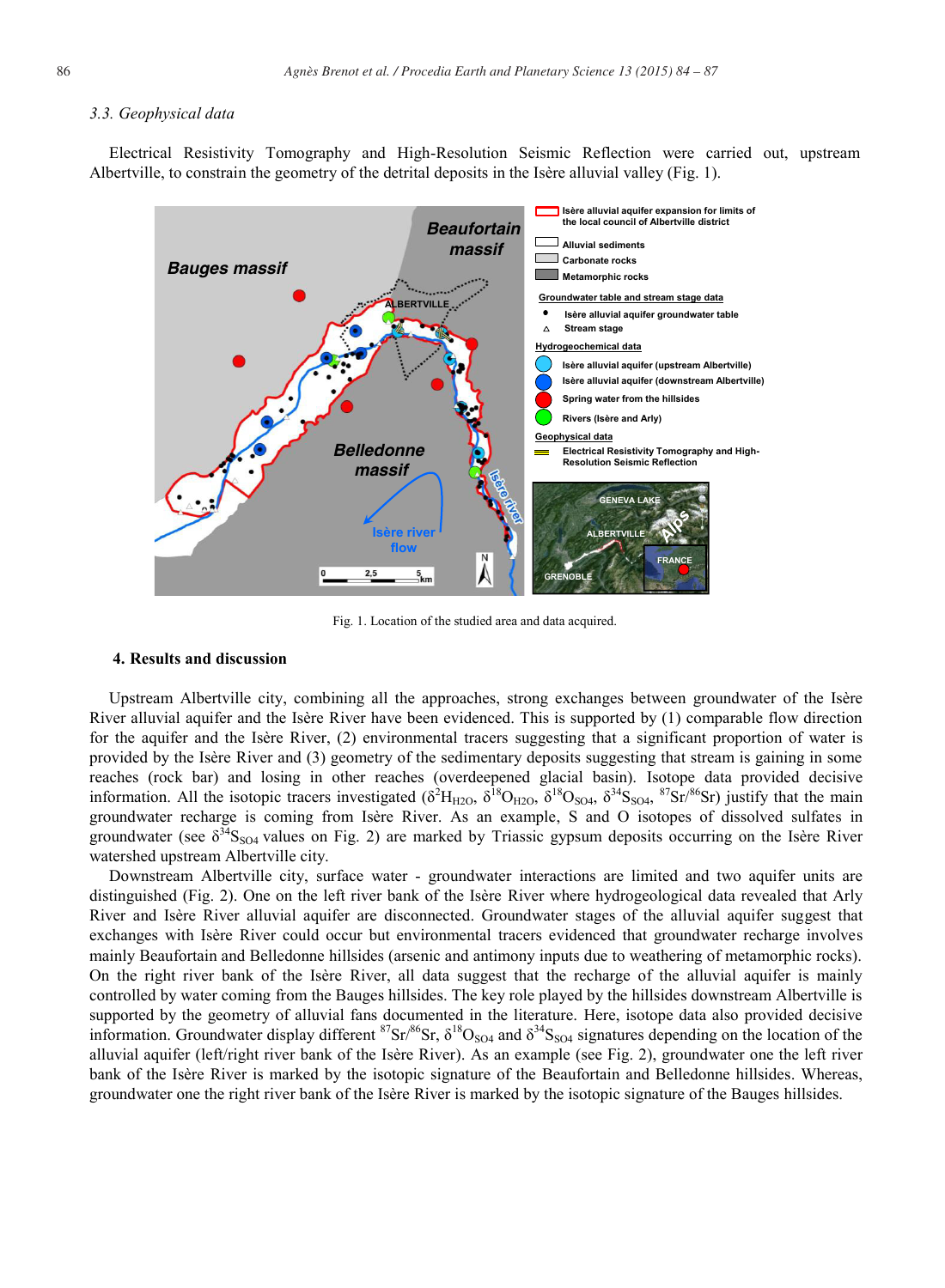### 3.3. Geophysical data

Electrical Resistivity Tomography and High-Resolution Seismic Reflection were carried out, upstream Albertville, to constrain the geometry of the detrital deposits in the Isère alluvial valley (Fig. 1).

Fig. 1. Location of the studied area and data acquired.

## 4. Results and discussion

Upstream Albertville city, combining all the approaches, strong exchanges between groundwater of the Isère River alluvial aquifer and the Isère River have been evidenced. This is supported by (1) comparable flow direction for the aquifer and the Isère River, (2) environmental tracers suggesting that a significant proportion of water is provided by the Isère River and (3) geometry of the sedimentary deposits suggesting that stream is gaining in some reaches (rock bar) and losing in other reaches (overdeepened glacial basin). Isotope data provided decisive information. All the isotopic tracers investigated ($\delta^2H_{H2O}$, $\delta^{18}O_{H2O}$, $\delta^{18}O_{SO4}$, $\delta^{34}S_{SO4}$, $^{87}Sr/^{86}Sr$) justify that the main groundwater recharge is coming from Isère River. As an example, S and O isotopes of dissolved sulfates in groundwater (see $\delta^{34}S_{SO4}$ values on Fig. 2) are marked by Triassic gypsum deposits occurring on the Isère River watershed upstream Albertville city.

Downstream Albertville city, surface water - groundwater interactions are limited and two aquifer units are distinguished (Fig. 2). One on the left river bank of the Isère River where hydrogeological data revealed that Arly River and Isère River alluvial aquifer are disconnected. Groundwater stages of the alluvial aquifer suggest that exchanges with Isère River could occur but environmental tracers evidenced that groundwater recharge involves mainly Beaufortain and Belledonne hillsides (arsenic and antimony inputs due to weathering of metamorphic rocks). On the right river bank of the Isère River, all data suggest that the recharge of the alluvial aquifer is mainly controlled by water coming from the Bauges hillsides. The key role played by the hillsides downstream Albertville is supported by the geometry of alluvial fans documented in the literature. Here, isotope data also provided decisive information. Groundwater display different $^{87}Sr/^{86}Sr$, $\delta^{18}O_{SO4}$ and $\delta^{34}S_{SO4}$ signatures depending on the location of the alluvial aquifer (left/right river bank of the Isère River). As an example (see Fig. 2), groundwater one the left river bank of the Isère River is marked by the isotopic signature of the Beaufortain and Belledonne hillsides. Whereas, groundwater one the right river bank of the Isère River is marked by the isotopic signature of the Bauges hillsides.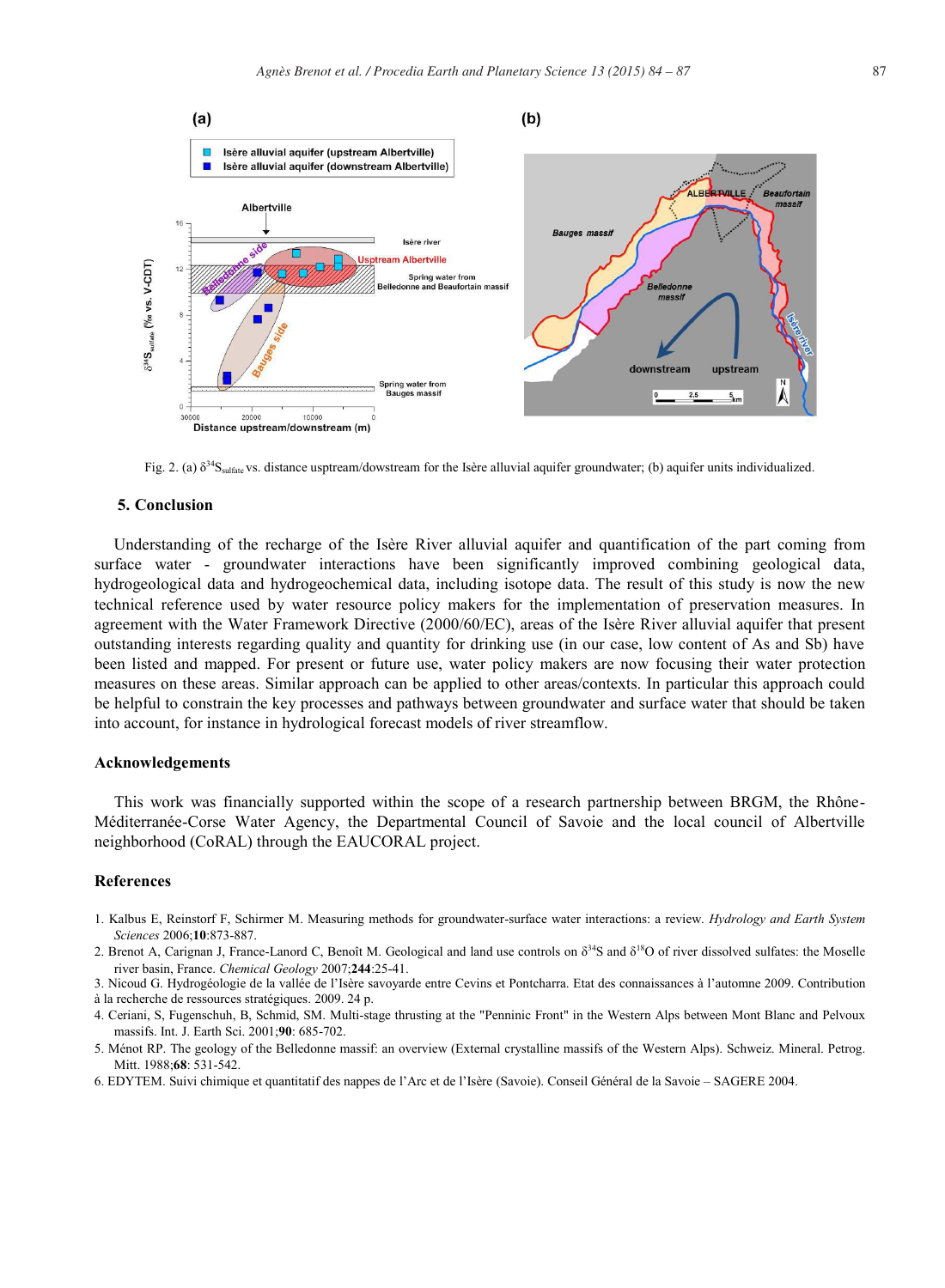(a)

Isère alluvial aquifer (upstream Albertville)
Isère alluvial aquifer (downstream Albertville)

Albertville

Isère river
Upstream Albertville
Spring water from Belledonne and Beaufortain massif
Belledonne side
Baugues side
Spring water from Bauges massif

$\delta^{34}S_{sulfate}$ (‰ vs. V-CDT)

16
12
8
4
0

30000
20000
10000
0

Distance upstream/downstream (m)

(b)

ALBERTVILLE
Beaufortain massif
Bauges massif
Belledonne massif
Isère river
downstream
upstream
0 2.5 5 km
N

Fig. 2. (a) $\delta^{34}S_{sulfate}$ vs. distance usptream/dowstream for the Isère alluvial aquifer groundwater; (b) aquifer units individualized.

## 5. Conclusion

Understanding of the recharge of the Isère River alluvial aquifer and quantification of the part coming from surface water - groundwater interactions have been significantly improved combining geological data, hydrogeological data and hydrogeochemical data, including isotope data. The result of this study is now the new technical reference used by water resource policy makers for the implementation of preservation measures. In agreement with the Water Framework Directive (2000/60/EC), areas of the Isère River alluvial aquifer that present outstanding interests regarding quality and quantity for drinking use (in our case, low content of As and Sb) have been listed and mapped. For present or future use, water policy makers are now focusing their water protection measures on these areas. Similar approach can be applied to other areas/contexts. In particular this approach could be helpful to constrain the key processes and pathways between groundwater and surface water that should be taken into account, for instance in hydrological forecast models of river streamflow.

## Acknowledgements

This work was financially supported within the scope of a research partnership between BRGM, the Rhône-Méditerranée-Corse Water Agency, the Departmental Council of Savoie and the local council of Albertville neighborhood (CoRAL) through the EAUCORAL project.

## References

1. Kalbus E, Reinstorf F, Schirmer M. Measuring methods for groundwater-surface water interactions: a review. *Hydrology and Earth System Sciences* 2006;**10**:873-887.
2. Brenot A, Carignan J, France-Lanord C, Benoît M. Geological and land use controls on $\delta^{34}$S and $\delta^{18}$O of river dissolved sulfates: the Moselle river basin, France. *Chemical Geology* 2007;**244**:25-41.
3. Nicoud G. Hydrogéologie de la vallée de l'Isère savoyarde entre Cevins et Pontcharra. Etat des connaissances à l'automne 2009. Contribution à la recherche de ressources stratégiques. 2009. 24 p.
4. Ceriani, S, Fugenschuh, B, Schmid, SM. Multi-stage thrusting at the "Penninic Front" in the Western Alps between Mont Blanc and Pelvoux massifs. Int. J. Earth Sci. 2001;**90**: 685-702.
5. Ménot RP. The geology of the Belledonne massif: an overview (External crystalline massifs of the Western Alps). Schweiz. Mineral. Petrog. Mitt. 1988;**68**: 531-542.
6. EDYTEM. Suivi chimique et quantitatif des nappes de l'Arc et de l'Isère (Savoie). Conseil Général de la Savoie – SAGERE 2004.